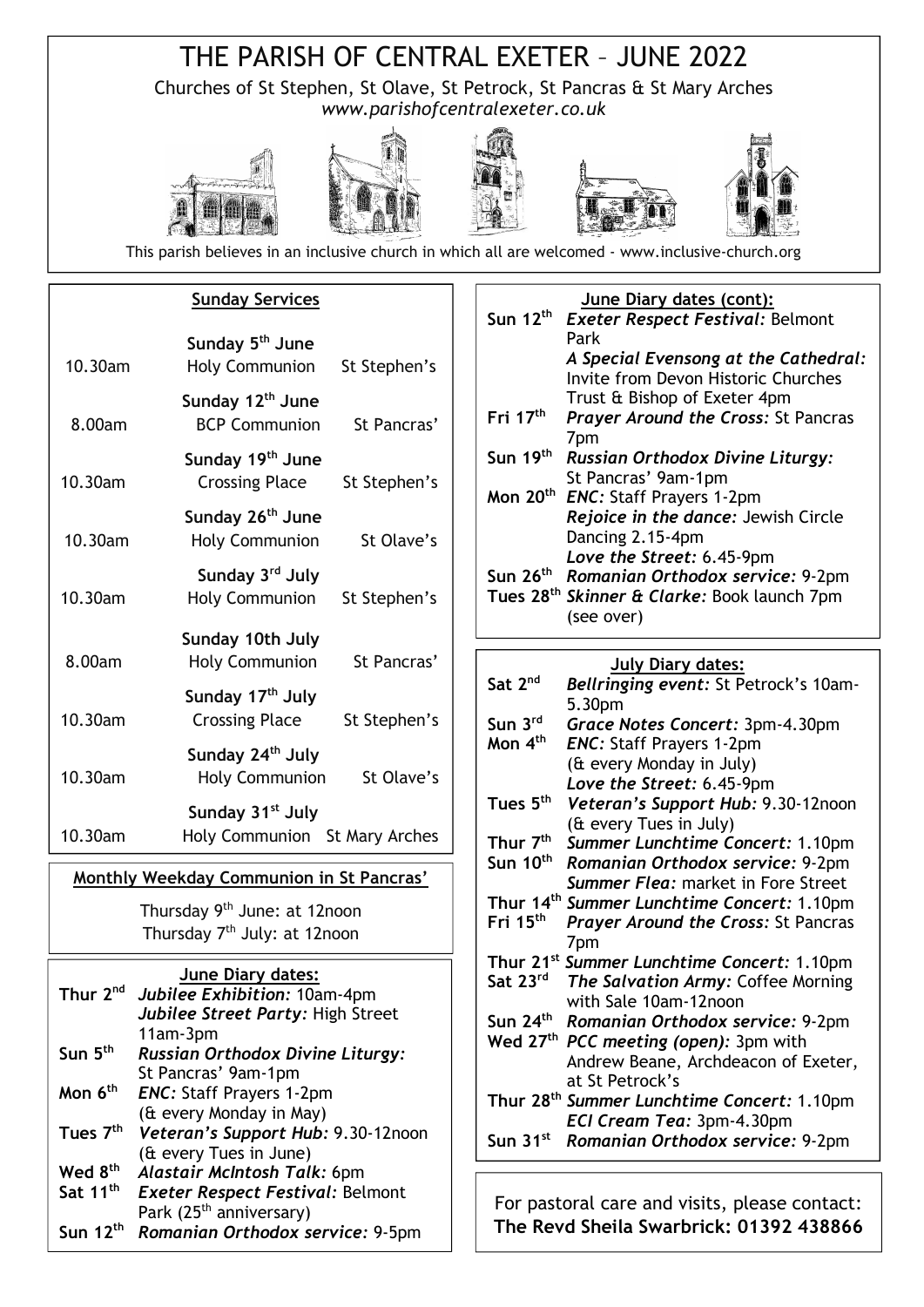# THE PARISH OF CENTRAL EXETER – JUNE 2022

Churches of St Stephen, St Olave, St Petrock, St Pancras & St Mary Arches
*www.parishofcentralexeter.co.uk*

This parish believes in an inclusive church in which all are welcomed - www.inclusive-church.org

## Sunday Services

| | | |
|---|---|---|
| | **Sunday 5th June** | |
| 10.30am | Holy Communion | St Stephen's |
| | **Sunday 12th June** | |
| 8.00am | BCP Communion | St Pancras' |
| | **Sunday 19th June** | |
| 10.30am | Crossing Place | St Stephen's |
| | **Sunday 26th June** | |
| 10.30am | Holy Communion | St Olave's |
| | **Sunday 3rd July** | |
| 10.30am | Holy Communion | St Stephen's |
| | **Sunday 10th July** | |
| 8.00am | Holy Communion | St Pancras' |
| | **Sunday 17th July** | |
| 10.30am | Crossing Place | St Stephen's |
| | **Sunday 24th July** | |
| 10.30am | Holy Communion | St Olave's |
| | **Sunday 31st July** | |
| 10.30am | Holy Communion | St Mary Arches |

## Monthly Weekday Communion in St Pancras'

Thursday 9th June: at 12noon
Thursday 7th July: at 12noon

## June Diary dates:

| | |
|---|---|
| **Thur 2nd** | ***Jubilee Exhibition:*** 10am-4pm |
| | ***Jubilee Street Party:*** High Street 11am-3pm |
| **Sun 5th** | ***Russian Orthodox Divine Liturgy:*** St Pancras' 9am-1pm |
| **Mon 6th** | ***ENC:*** Staff Prayers 1-2pm (& every Monday in May) |
| **Tues 7th** | ***Veteran's Support Hub:*** 9.30-12noon (& every Tues in June) |
| **Wed 8th** | ***Alastair McIntosh Talk:*** 6pm |
| **Sat 11th** | ***Exeter Respect Festival:*** Belmont Park (25th anniversary) |
| **Sun 12th** | ***Romanian Orthodox service:*** 9-5pm |

## June Diary dates (cont):

| | |
|---|---|
| **Sun 12th** | ***Exeter Respect Festival:*** Belmont Park |
| | ***A Special Evensong at the Cathedral:*** Invite from Devon Historic Churches Trust & Bishop of Exeter 4pm |
| **Fri 17th** | ***Prayer Around the Cross:*** St Pancras 7pm |
| **Sun 19th** | ***Russian Orthodox Divine Liturgy:*** St Pancras' 9am-1pm |
| **Mon 20th** | ***ENC:*** Staff Prayers 1-2pm |
| | ***Rejoice in the dance:*** Jewish Circle Dancing 2.15-4pm |
| | ***Love the Street:*** 6.45-9pm |
| **Sun 26th** | ***Romanian Orthodox service:*** 9-2pm |
| **Tues 28th** | ***Skinner & Clarke:*** Book launch 7pm (see over) |

## July Diary dates:

| | |
|---|---|
| **Sat 2nd** | ***Bellringing event:*** St Petrock's 10am-5.30pm |
| **Sun 3rd** | ***Grace Notes Concert:*** 3pm-4.30pm |
| **Mon 4th** | ***ENC:*** Staff Prayers 1-2pm (& every Monday in July) |
| | ***Love the Street:*** 6.45-9pm |
| **Tues 5th** | ***Veteran's Support Hub:*** 9.30-12noon (& every Tues in July) |
| **Thur 7th** | ***Summer Lunchtime Concert:*** 1.10pm |
| **Sun 10th** | ***Romanian Orthodox service:*** 9-2pm |
| | ***Summer Flea:*** market in Fore Street |
| **Thur 14th** | ***Summer Lunchtime Concert:*** 1.10pm |
| **Fri 15th** | ***Prayer Around the Cross:*** St Pancras 7pm |
| **Thur 21st** | ***Summer Lunchtime Concert:*** 1.10pm |
| **Sat 23rd** | ***The Salvation Army:*** Coffee Morning with Sale 10am-12noon |
| **Sun 24th** | ***Romanian Orthodox service:*** 9-2pm |
| **Wed 27th** | ***PCC meeting (open):*** 3pm with Andrew Beane, Archdeacon of Exeter, at St Petrock's |
| **Thur 28th** | ***Summer Lunchtime Concert:*** 1.10pm |
| | ***ECI Cream Tea:*** 3pm-4.30pm |
| **Sun 31st** | ***Romanian Orthodox service:*** 9-2pm |

For pastoral care and visits, please contact:
**The Revd Sheila Swarbrick: 01392 438866**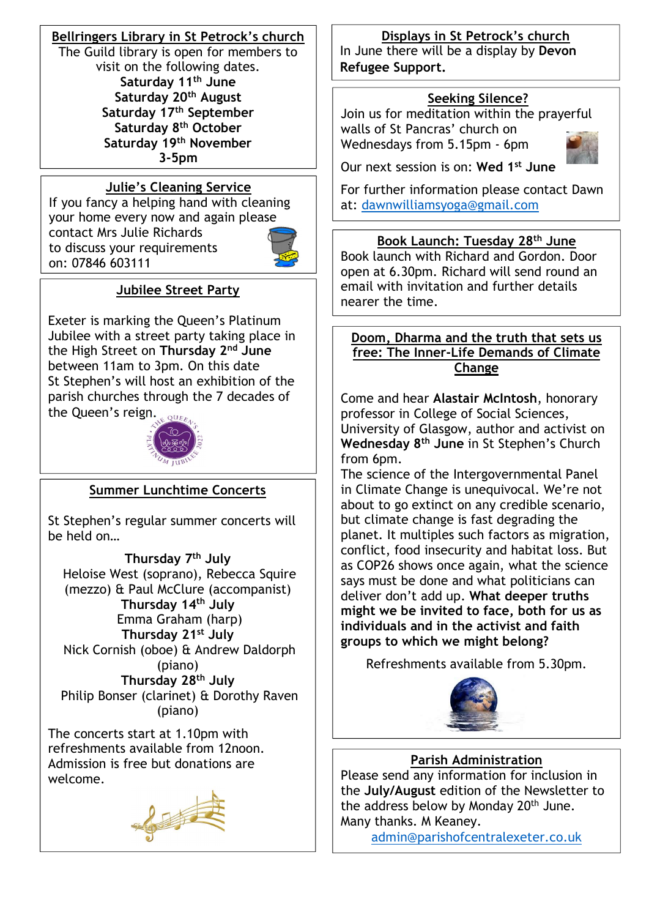## Bellringers Library in St Petrock's church

The Guild library is open for members to visit on the following dates.

**Saturday 11th June**
**Saturday 20th August**
**Saturday 17th September**
**Saturday 8th October**
**Saturday 19th November**
**3-5pm**

## Julie's Cleaning Service

If you fancy a helping hand with cleaning your home every now and again please contact Mrs Julie Richards to discuss your requirements on: 07846 603111

## Jubilee Street Party

Exeter is marking the Queen's Platinum Jubilee with a street party taking place in the High Street on **Thursday 2nd June** between 11am to 3pm. On this date St Stephen's will host an exhibition of the parish churches through the 7 decades of the Queen's reign.

## Summer Lunchtime Concerts

St Stephen's regular summer concerts will be held on…

**Thursday 7th July**
Heloise West (soprano), Rebecca Squire (mezzo) & Paul McClure (accompanist)

**Thursday 14th July**
Emma Graham (harp)

**Thursday 21st July**
Nick Cornish (oboe) & Andrew Daldorph (piano)

**Thursday 28th July**
Philip Bonser (clarinet) & Dorothy Raven (piano)

The concerts start at 1.10pm with refreshments available from 12noon. Admission is free but donations are welcome.

## Displays in St Petrock's church

In June there will be a display by **Devon Refugee Support.**

## Seeking Silence?

Join us for meditation within the prayerful walls of St Pancras' church on Wednesdays from 5.15pm - 6pm

Our next session is on: **Wed 1st June**

For further information please contact Dawn at: dawnwilliamsyoga@gmail.com

## Book Launch: Tuesday 28th June

Book launch with Richard and Gordon. Door open at 6.30pm. Richard will send round an email with invitation and further details nearer the time.

## Doom, Dharma and the truth that sets us free: The Inner-Life Demands of Climate Change

Come and hear **Alastair McIntosh**, honorary professor in College of Social Sciences, University of Glasgow, author and activist on **Wednesday 8th June** in St Stephen's Church from 6pm.

The science of the Intergovernmental Panel in Climate Change is unequivocal. We're not about to go extinct on any credible scenario, but climate change is fast degrading the planet. It multiples such factors as migration, conflict, food insecurity and habitat loss. But as COP26 shows once again, what the science says must be done and what politicians can deliver don't add up. **What deeper truths might we be invited to face, both for us as individuals and in the activist and faith groups to which we might belong?**

Refreshments available from 5.30pm.

## Parish Administration

Please send any information for inclusion in the **July/August** edition of the Newsletter to the address below by Monday 20th June. Many thanks. M Keaney.

admin@parishofcentralexeter.co.uk